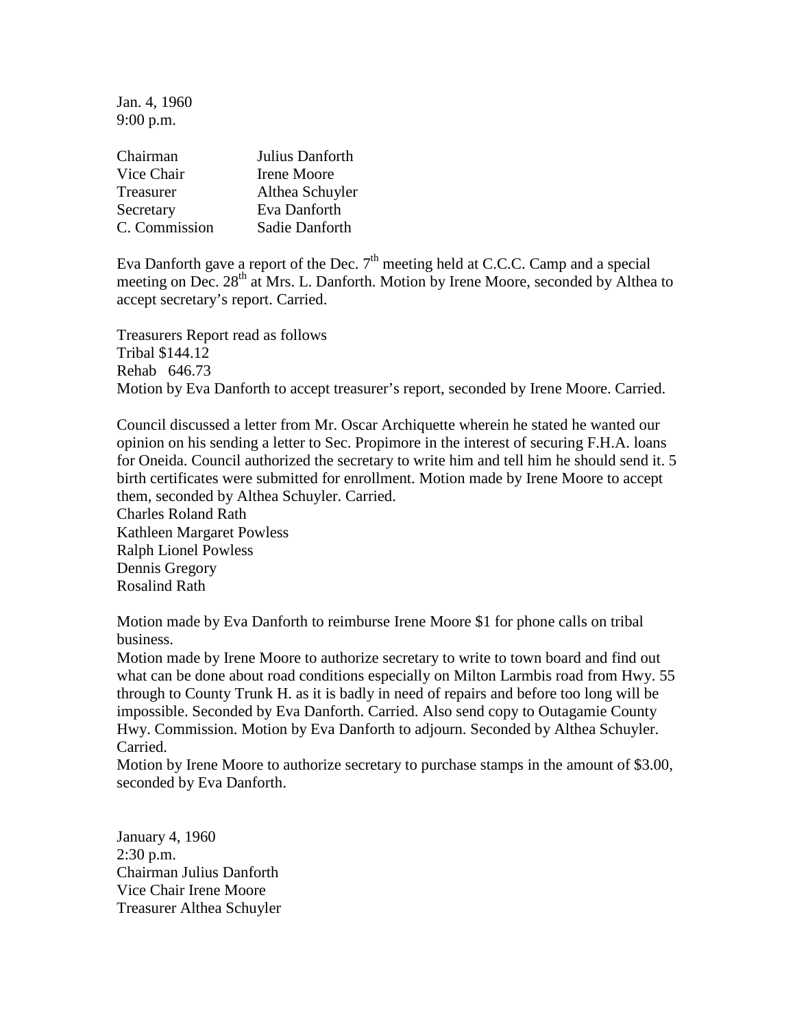Jan. 4, 1960
9:00 p.m.

| | |
|---|---|
| Chairman | Julius Danforth |
| Vice Chair | Irene Moore |
| Treasurer | Althea Schuyler |
| Secretary | Eva Danforth |
| C. Commission | Sadie Danforth |

Eva Danforth gave a report of the Dec. 7th meeting held at C.C.C. Camp and a special meeting on Dec. 28th at Mrs. L. Danforth. Motion by Irene Moore, seconded by Althea to accept secretary's report. Carried.

Treasurers Report read as follows
Tribal $144.12
Rehab 646.73
Motion by Eva Danforth to accept treasurer's report, seconded by Irene Moore. Carried.

Council discussed a letter from Mr. Oscar Archiquette wherein he stated he wanted our opinion on his sending a letter to Sec. Propimore in the interest of securing F.H.A. loans for Oneida. Council authorized the secretary to write him and tell him he should send it. 5 birth certificates were submitted for enrollment. Motion made by Irene Moore to accept them, seconded by Althea Schuyler. Carried.
Charles Roland Rath
Kathleen Margaret Powless
Ralph Lionel Powless
Dennis Gregory
Rosalind Rath

Motion made by Eva Danforth to reimburse Irene Moore $1 for phone calls on tribal business.
Motion made by Irene Moore to authorize secretary to write to town board and find out what can be done about road conditions especially on Milton Larmbis road from Hwy. 55 through to County Trunk H. as it is badly in need of repairs and before too long will be impossible. Seconded by Eva Danforth. Carried. Also send copy to Outagamie County Hwy. Commission. Motion by Eva Danforth to adjourn. Seconded by Althea Schuyler. Carried.
Motion by Irene Moore to authorize secretary to purchase stamps in the amount of $3.00, seconded by Eva Danforth.

January 4, 1960
2:30 p.m.
Chairman Julius Danforth
Vice Chair Irene Moore
Treasurer Althea Schuyler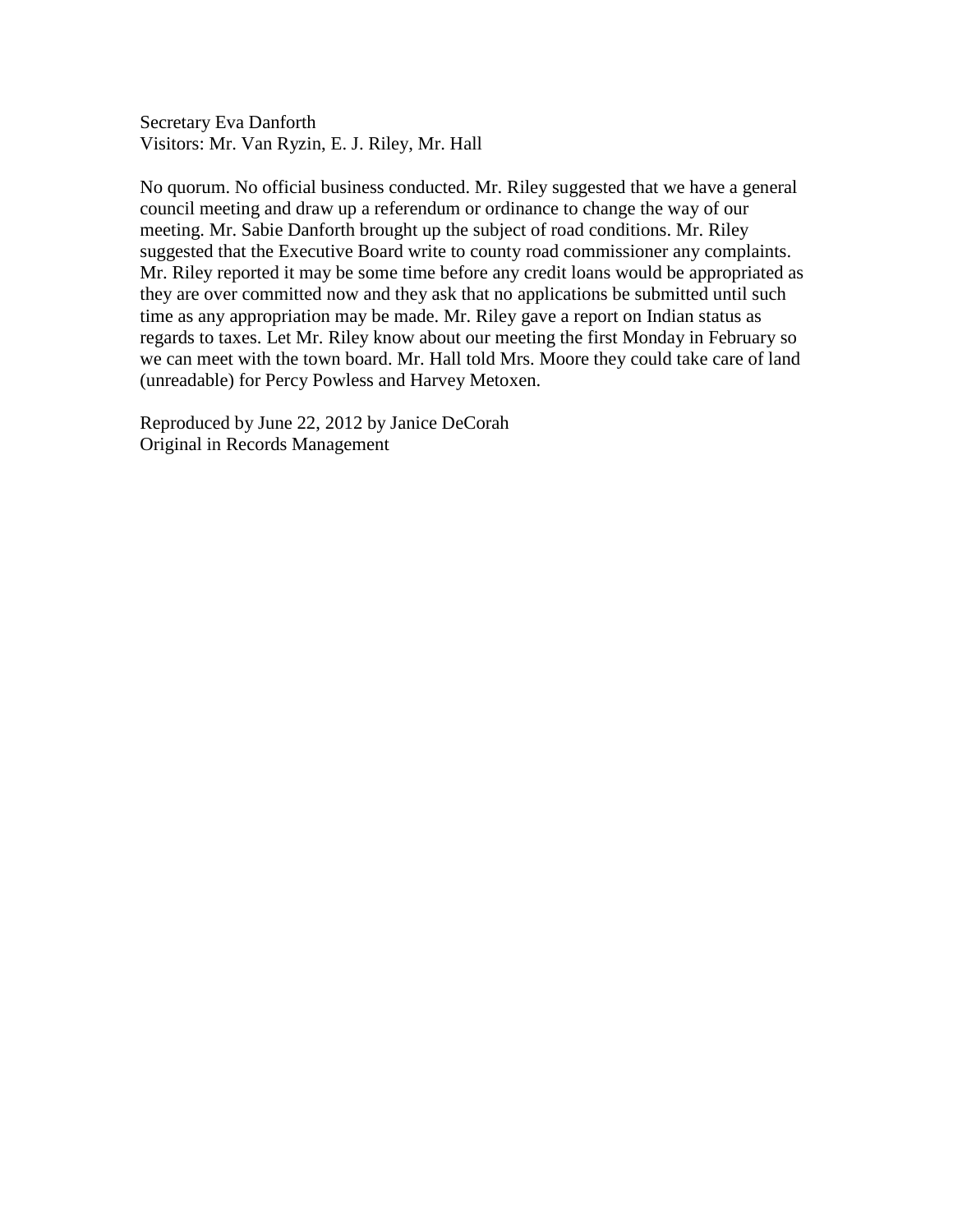Secretary Eva Danforth
Visitors: Mr. Van Ryzin, E. J. Riley, Mr. Hall

No quorum. No official business conducted. Mr. Riley suggested that we have a general council meeting and draw up a referendum or ordinance to change the way of our meeting. Mr. Sabie Danforth brought up the subject of road conditions. Mr. Riley suggested that the Executive Board write to county road commissioner any complaints. Mr. Riley reported it may be some time before any credit loans would be appropriated as they are over committed now and they ask that no applications be submitted until such time as any appropriation may be made. Mr. Riley gave a report on Indian status as regards to taxes. Let Mr. Riley know about our meeting the first Monday in February so we can meet with the town board. Mr. Hall told Mrs. Moore they could take care of land (unreadable) for Percy Powless and Harvey Metoxen.

Reproduced by June 22, 2012 by Janice DeCorah
Original in Records Management